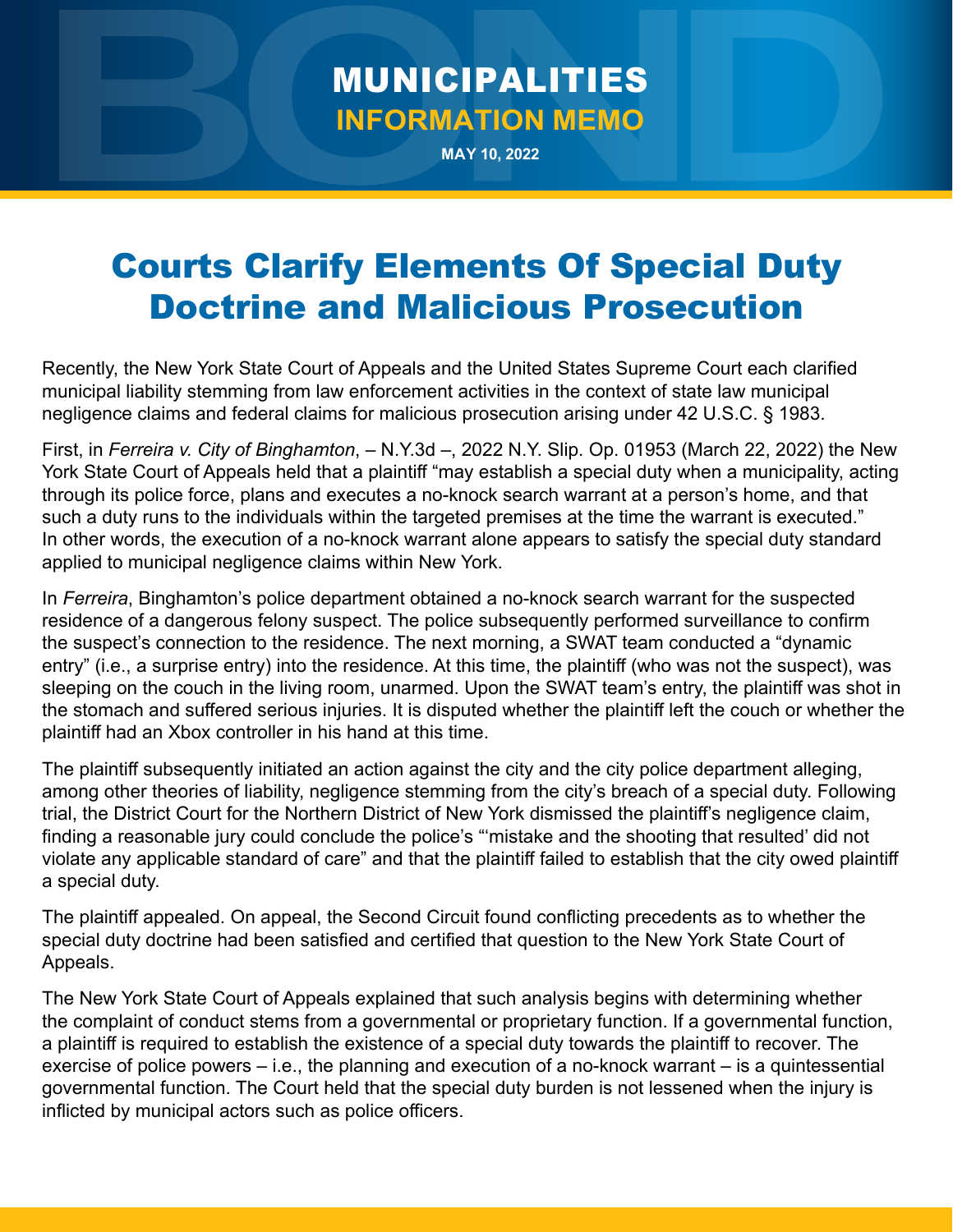# MUNICIPALITIES

## INFORMATION MEMO

**MAY 10, 2022**

# Courts Clarify Elements Of Special Duty Doctrine and Malicious Prosecution

Recently, the New York State Court of Appeals and the United States Supreme Court each clarified municipal liability stemming from law enforcement activities in the context of state law municipal negligence claims and federal claims for malicious prosecution arising under 42 U.S.C. § 1983.

First, in *Ferreira v. City of Binghamton*, – N.Y.3d –, 2022 N.Y. Slip. Op. 01953 (March 22, 2022) the New York State Court of Appeals held that a plaintiff "may establish a special duty when a municipality, acting through its police force, plans and executes a no-knock search warrant at a person's home, and that such a duty runs to the individuals within the targeted premises at the time the warrant is executed." In other words, the execution of a no-knock warrant alone appears to satisfy the special duty standard applied to municipal negligence claims within New York.

In *Ferreira*, Binghamton's police department obtained a no-knock search warrant for the suspected residence of a dangerous felony suspect. The police subsequently performed surveillance to confirm the suspect's connection to the residence. The next morning, a SWAT team conducted a "dynamic entry" (i.e., a surprise entry) into the residence. At this time, the plaintiff (who was not the suspect), was sleeping on the couch in the living room, unarmed. Upon the SWAT team's entry, the plaintiff was shot in the stomach and suffered serious injuries. It is disputed whether the plaintiff left the couch or whether the plaintiff had an Xbox controller in his hand at this time.

The plaintiff subsequently initiated an action against the city and the city police department alleging, among other theories of liability, negligence stemming from the city's breach of a special duty. Following trial, the District Court for the Northern District of New York dismissed the plaintiff's negligence claim, finding a reasonable jury could conclude the police's "'mistake and the shooting that resulted' did not violate any applicable standard of care" and that the plaintiff failed to establish that the city owed plaintiff a special duty.

The plaintiff appealed. On appeal, the Second Circuit found conflicting precedents as to whether the special duty doctrine had been satisfied and certified that question to the New York State Court of Appeals.

The New York State Court of Appeals explained that such analysis begins with determining whether the complaint of conduct stems from a governmental or proprietary function. If a governmental function, a plaintiff is required to establish the existence of a special duty towards the plaintiff to recover. The exercise of police powers – i.e., the planning and execution of a no-knock warrant – is a quintessential governmental function. The Court held that the special duty burden is not lessened when the injury is inflicted by municipal actors such as police officers.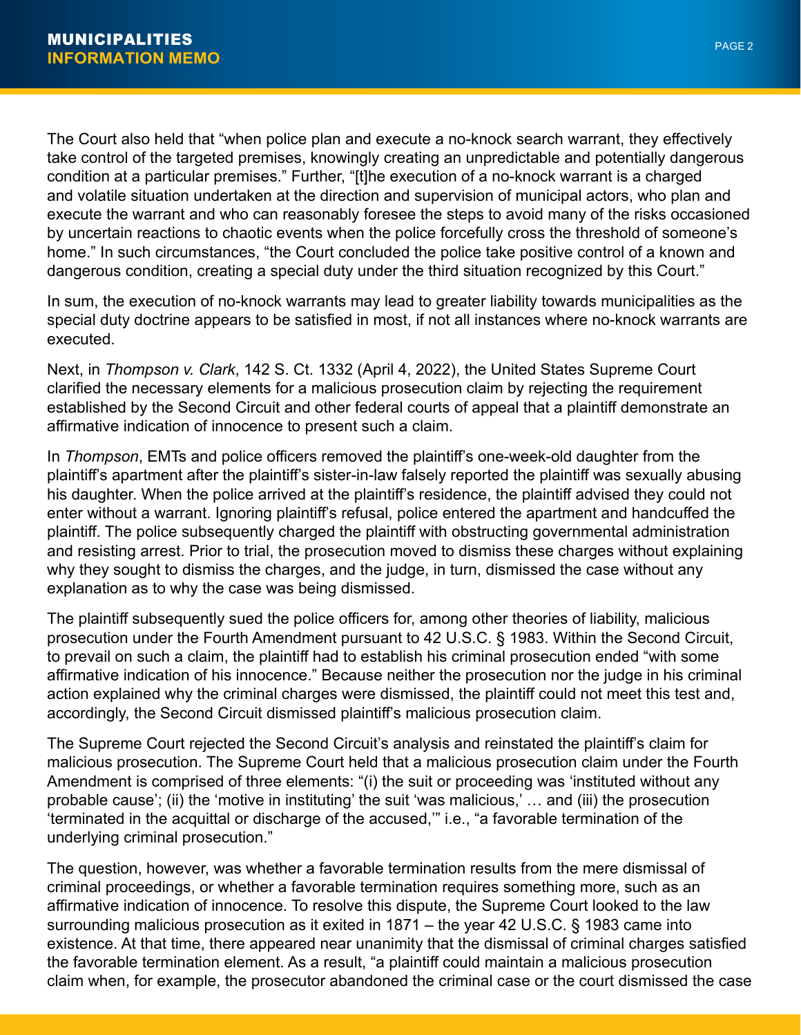The Court also held that "when police plan and execute a no-knock search warrant, they effectively take control of the targeted premises, knowingly creating an unpredictable and potentially dangerous condition at a particular premises." Further, "[t]he execution of a no-knock warrant is a charged and volatile situation undertaken at the direction and supervision of municipal actors, who plan and execute the warrant and who can reasonably foresee the steps to avoid many of the risks occasioned by uncertain reactions to chaotic events when the police forcefully cross the threshold of someone's home." In such circumstances, "the Court concluded the police take positive control of a known and dangerous condition, creating a special duty under the third situation recognized by this Court."

In sum, the execution of no-knock warrants may lead to greater liability towards municipalities as the special duty doctrine appears to be satisfied in most, if not all instances where no-knock warrants are executed.

Next, in *Thompson v. Clark*, 142 S. Ct. 1332 (April 4, 2022), the United States Supreme Court clarified the necessary elements for a malicious prosecution claim by rejecting the requirement established by the Second Circuit and other federal courts of appeal that a plaintiff demonstrate an affirmative indication of innocence to present such a claim.

In *Thompson*, EMTs and police officers removed the plaintiff's one-week-old daughter from the plaintiff's apartment after the plaintiff's sister-in-law falsely reported the plaintiff was sexually abusing his daughter. When the police arrived at the plaintiff's residence, the plaintiff advised they could not enter without a warrant. Ignoring plaintiff's refusal, police entered the apartment and handcuffed the plaintiff. The police subsequently charged the plaintiff with obstructing governmental administration and resisting arrest. Prior to trial, the prosecution moved to dismiss these charges without explaining why they sought to dismiss the charges, and the judge, in turn, dismissed the case without any explanation as to why the case was being dismissed.

The plaintiff subsequently sued the police officers for, among other theories of liability, malicious prosecution under the Fourth Amendment pursuant to 42 U.S.C. § 1983. Within the Second Circuit, to prevail on such a claim, the plaintiff had to establish his criminal prosecution ended "with some affirmative indication of his innocence." Because neither the prosecution nor the judge in his criminal action explained why the criminal charges were dismissed, the plaintiff could not meet this test and, accordingly, the Second Circuit dismissed plaintiff's malicious prosecution claim.

The Supreme Court rejected the Second Circuit's analysis and reinstated the plaintiff's claim for malicious prosecution. The Supreme Court held that a malicious prosecution claim under the Fourth Amendment is comprised of three elements: "(i) the suit or proceeding was 'instituted without any probable cause'; (ii) the 'motive in instituting' the suit 'was malicious,' … and (iii) the prosecution 'terminated in the acquittal or discharge of the accused,'" i.e., "a favorable termination of the underlying criminal prosecution."

The question, however, was whether a favorable termination results from the mere dismissal of criminal proceedings, or whether a favorable termination requires something more, such as an affirmative indication of innocence. To resolve this dispute, the Supreme Court looked to the law surrounding malicious prosecution as it exited in 1871 – the year 42 U.S.C. § 1983 came into existence. At that time, there appeared near unanimity that the dismissal of criminal charges satisfied the favorable termination element. As a result, "a plaintiff could maintain a malicious prosecution claim when, for example, the prosecutor abandoned the criminal case or the court dismissed the case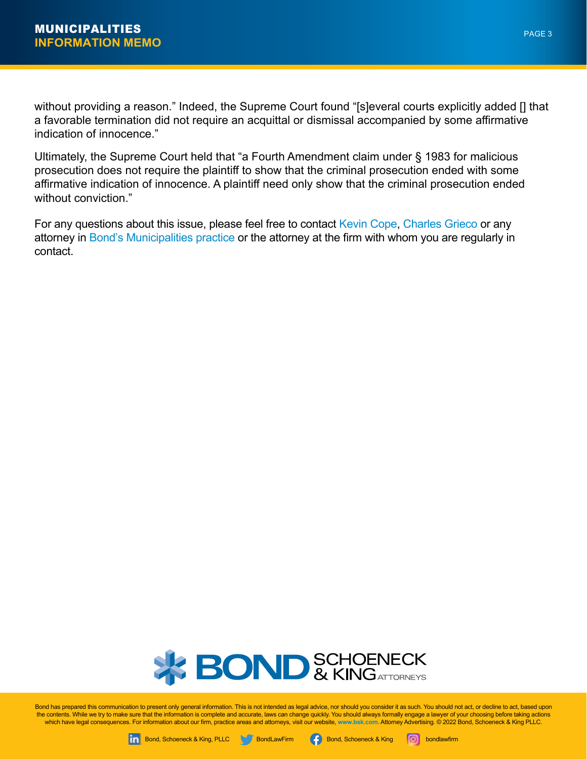without providing a reason." Indeed, the Supreme Court found "[s]everal courts explicitly added [] that a favorable termination did not require an acquittal or dismissal accompanied by some affirmative indication of innocence."

Ultimately, the Supreme Court held that "a Fourth Amendment claim under § 1983 for malicious prosecution does not require the plaintiff to show that the criminal prosecution ended with some affirmative indication of innocence. A plaintiff need only show that the criminal prosecution ended without conviction."

For any questions about this issue, please feel free to contact Kevin Cope, Charles Grieco or any attorney in Bond's Municipalities practice or the attorney at the firm with whom you are regularly in contact.

Bond has prepared this communication to present only general information. This is not intended as legal advice, nor should you consider it as such. You should not act, or decline to act, based upon the contents. While we try to make sure that the information is complete and accurate, laws can change quickly. You should always formally engage a lawyer of your choosing before taking actions which have legal consequences. For information about our firm, practice areas and attorneys, visit our website, www.bsk.com. Attorney Advertising. © 2022 Bond, Schoeneck & King PLLC.